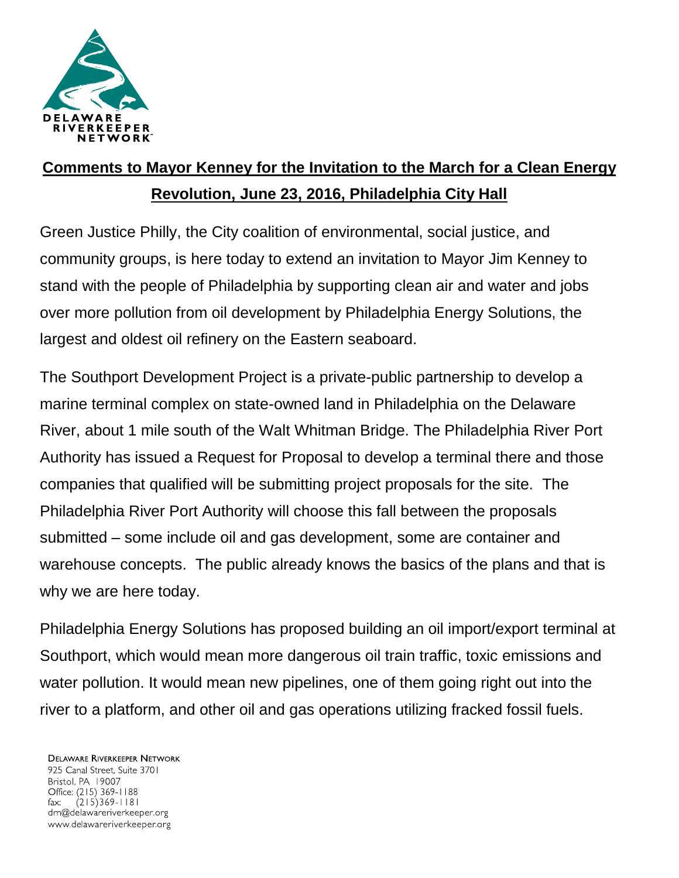DELAWARE RIVERKEEPER NETWORK

## Comments to Mayor Kenney for the Invitation to the March for a Clean Energy Revolution, June 23, 2016, Philadelphia City Hall

Green Justice Philly, the City coalition of environmental, social justice, and community groups, is here today to extend an invitation to Mayor Jim Kenney to stand with the people of Philadelphia by supporting clean air and water and jobs over more pollution from oil development by Philadelphia Energy Solutions, the largest and oldest oil refinery on the Eastern seaboard.

The Southport Development Project is a private-public partnership to develop a marine terminal complex on state-owned land in Philadelphia on the Delaware River, about 1 mile south of the Walt Whitman Bridge. The Philadelphia River Port Authority has issued a Request for Proposal to develop a terminal there and those companies that qualified will be submitting project proposals for the site. The Philadelphia River Port Authority will choose this fall between the proposals submitted – some include oil and gas development, some are container and warehouse concepts. The public already knows the basics of the plans and that is why we are here today.

Philadelphia Energy Solutions has proposed building an oil import/export terminal at Southport, which would mean more dangerous oil train traffic, toxic emissions and water pollution. It would mean new pipelines, one of them going right out into the river to a platform, and other oil and gas operations utilizing fracked fossil fuels.

DELAWARE RIVERKEEPER NETWORK
925 Canal Street, Suite 3701
Bristol, PA 19007
Office: (215) 369-1188
fax: (215)369-1181
drn@delawareriverkeeper.org
www.delawareriverkeeper.org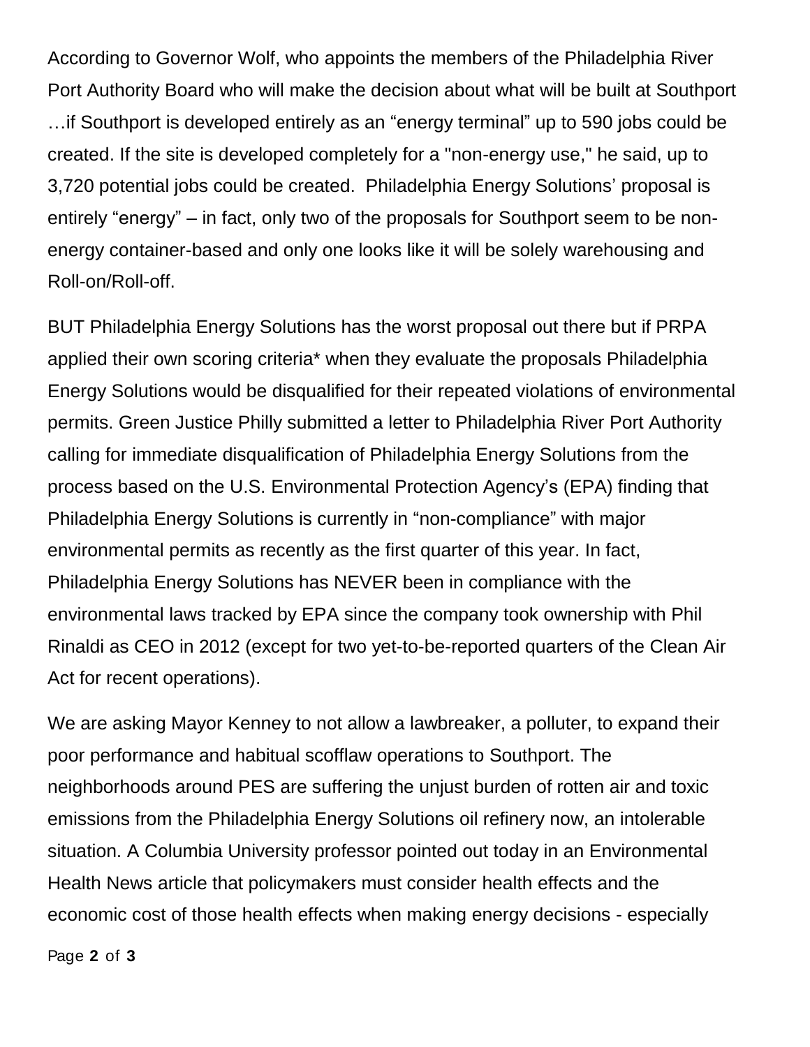According to Governor Wolf, who appoints the members of the Philadelphia River Port Authority Board who will make the decision about what will be built at Southport …if Southport is developed entirely as an "energy terminal" up to 590 jobs could be created. If the site is developed completely for a "non-energy use," he said, up to 3,720 potential jobs could be created. Philadelphia Energy Solutions' proposal is entirely "energy" – in fact, only two of the proposals for Southport seem to be non-energy container-based and only one looks like it will be solely warehousing and Roll-on/Roll-off.

BUT Philadelphia Energy Solutions has the worst proposal out there but if PRPA applied their own scoring criteria* when they evaluate the proposals Philadelphia Energy Solutions would be disqualified for their repeated violations of environmental permits. Green Justice Philly submitted a letter to Philadelphia River Port Authority calling for immediate disqualification of Philadelphia Energy Solutions from the process based on the U.S. Environmental Protection Agency's (EPA) finding that Philadelphia Energy Solutions is currently in "non-compliance" with major environmental permits as recently as the first quarter of this year. In fact, Philadelphia Energy Solutions has NEVER been in compliance with the environmental laws tracked by EPA since the company took ownership with Phil Rinaldi as CEO in 2012 (except for two yet-to-be-reported quarters of the Clean Air Act for recent operations).

We are asking Mayor Kenney to not allow a lawbreaker, a polluter, to expand their poor performance and habitual scofflaw operations to Southport. The neighborhoods around PES are suffering the unjust burden of rotten air and toxic emissions from the Philadelphia Energy Solutions oil refinery now, an intolerable situation. A Columbia University professor pointed out today in an Environmental Health News article that policymakers must consider health effects and the economic cost of those health effects when making energy decisions - especially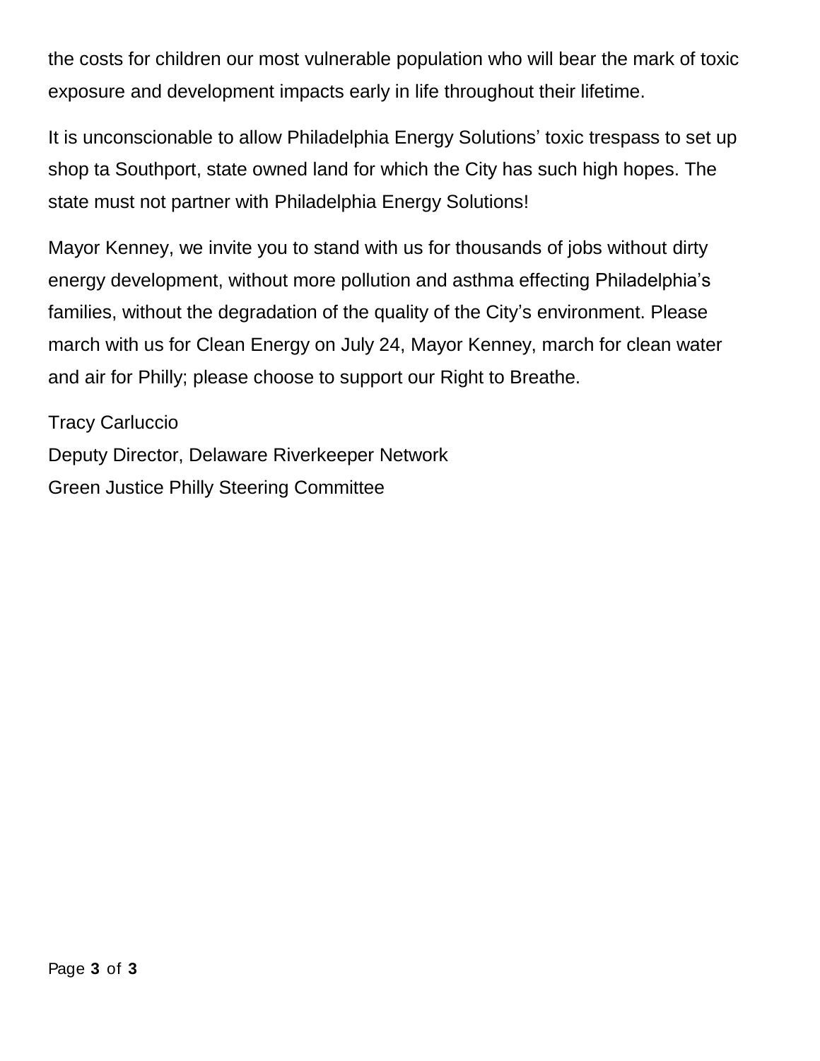the costs for children our most vulnerable population who will bear the mark of toxic exposure and development impacts early in life throughout their lifetime.

It is unconscionable to allow Philadelphia Energy Solutions' toxic trespass to set up shop ta Southport, state owned land for which the City has such high hopes. The state must not partner with Philadelphia Energy Solutions!

Mayor Kenney, we invite you to stand with us for thousands of jobs without dirty energy development, without more pollution and asthma effecting Philadelphia's families, without the degradation of the quality of the City's environment. Please march with us for Clean Energy on July 24, Mayor Kenney, march for clean water and air for Philly; please choose to support our Right to Breathe.

Tracy Carluccio  
Deputy Director, Delaware Riverkeeper Network  
Green Justice Philly Steering Committee